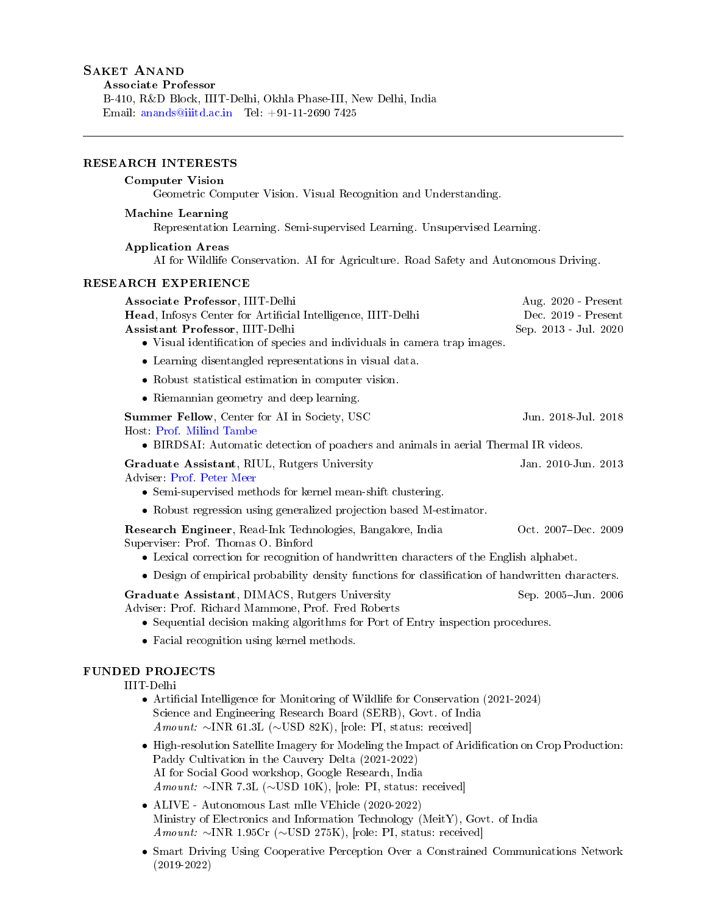# Saket Anand

**Associate Professor**
B-410, R&D Block, IIIT-Delhi, Okhla Phase-III, New Delhi, India
Email: anands@iiitd.ac.in   Tel: +91-11-2690 7425

---

## RESEARCH INTERESTS

**Computer Vision**
Geometric Computer Vision. Visual Recognition and Understanding.

**Machine Learning**
Representation Learning. Semi-supervised Learning. Unsupervised Learning.

**Application Areas**
AI for Wildlife Conservation. AI for Agriculture. Road Safety and Autonomous Driving.

## RESEARCH EXPERIENCE

**Associate Professor**, IIIT-Delhi — Aug. 2020 - Present
**Head**, Infosys Center for Artificial Intelligence, IIIT-Delhi — Dec. 2019 - Present
**Assistant Professor**, IIIT-Delhi — Sep. 2013 - Jul. 2020

- Visual identification of species and individuals in camera trap images.
- Learning disentangled representations in visual data.
- Robust statistical estimation in computer vision.
- Riemannian geometry and deep learning.

**Summer Fellow**, Center for AI in Society, USC — Jun. 2018-Jul. 2018
Host: Prof. Milind Tambe

- BIRDSAI: Automatic detection of poachers and animals in aerial Thermal IR videos.

**Graduate Assistant**, RIUL, Rutgers University — Jan. 2010-Jun. 2013
Adviser: Prof. Peter Meer

- Semi-supervised methods for kernel mean-shift clustering.
- Robust regression using generalized projection based M-estimator.

**Research Engineer**, Read-Ink Technologies, Bangalore, India — Oct. 2007–Dec. 2009
Superviser: Prof. Thomas O. Binford

- Lexical correction for recognition of handwritten characters of the English alphabet.
- Design of empirical probability density functions for classification of handwritten characters.

**Graduate Assistant**, DIMACS, Rutgers University — Sep. 2005–Jun. 2006
Adviser: Prof. Richard Mammone, Prof. Fred Roberts

- Sequential decision making algorithms for Port of Entry inspection procedures.
- Facial recognition using kernel methods.

## FUNDED PROJECTS

IIIT-Delhi

- Artificial Intelligence for Monitoring of Wildlife for Conservation (2021-2024)
  Science and Engineering Research Board (SERB), Govt. of India
  *Amount:* ~INR 61.3L (~USD 82K), [role: PI, status: received]
- High-resolution Satellite Imagery for Modeling the Impact of Aridification on Crop Production: Paddy Cultivation in the Cauvery Delta (2021-2022)
  AI for Social Good workshop, Google Research, India
  *Amount:* ~INR 7.3L (~USD 10K), [role: PI, status: received]
- ALIVE - Autonomous Last mIle VEhicle (2020-2022)
  Ministry of Electronics and Information Technology (MeitY), Govt. of India
  *Amount:* ~INR 1.95Cr (~USD 275K), [role: PI, status: received]
- Smart Driving Using Cooperative Perception Over a Constrained Communications Network (2019-2022)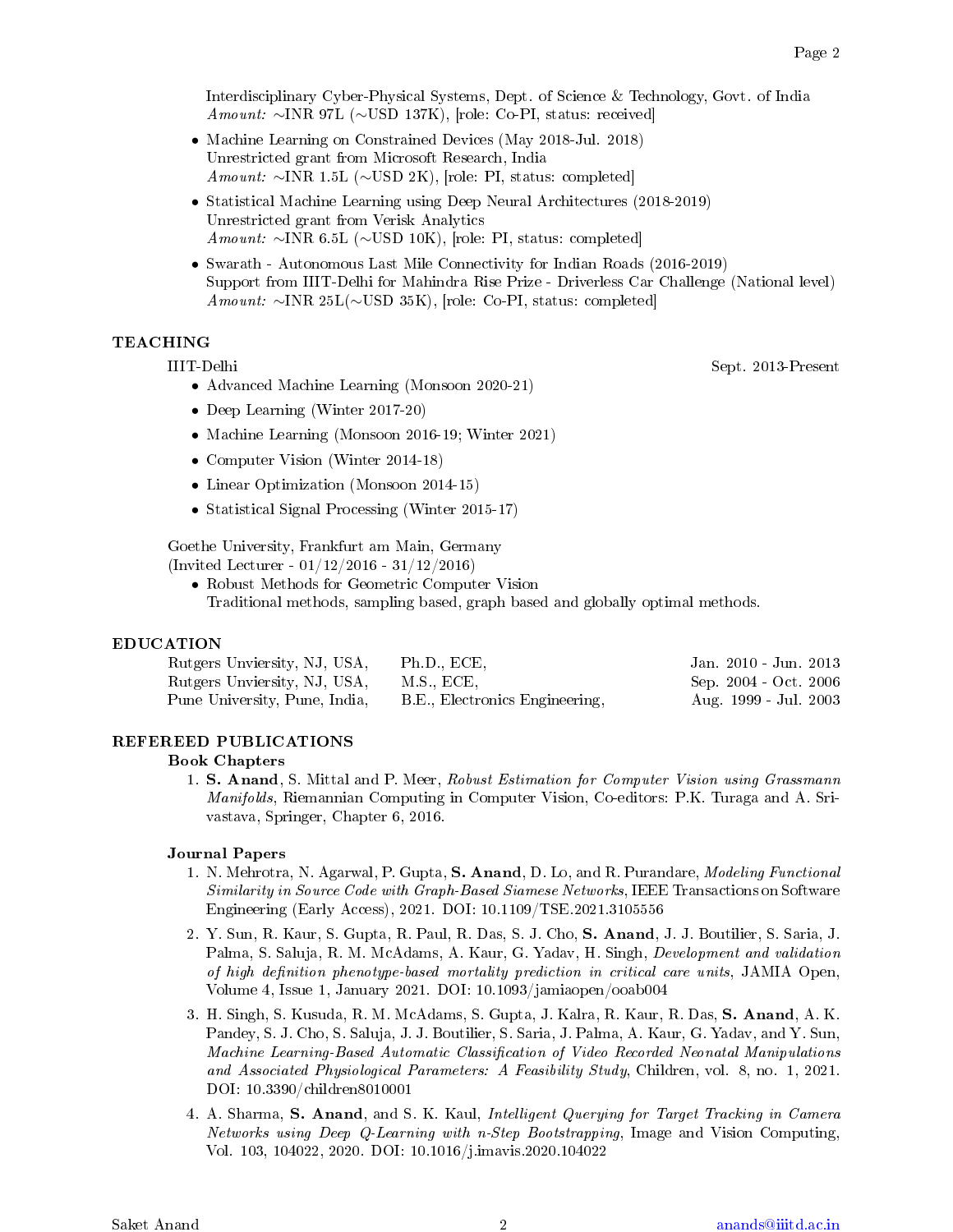Interdisciplinary Cyber-Physical Systems, Dept. of Science & Technology, Govt. of India
*Amount:* ∼INR 97L (∼USD 137K), [role: Co-PI, status: received]

- Machine Learning on Constrained Devices (May 2018-Jul. 2018)
  Unrestricted grant from Microsoft Research, India
  *Amount:* ∼INR 1.5L (∼USD 2K), [role: PI, status: completed]
- Statistical Machine Learning using Deep Neural Architectures (2018-2019)
  Unrestricted grant from Verisk Analytics
  *Amount:* ∼INR 6.5L (∼USD 10K), [role: PI, status: completed]
- Swarath - Autonomous Last Mile Connectivity for Indian Roads (2016-2019)
  Support from IIIT-Delhi for Mahindra Rise Prize - Driverless Car Challenge (National level)
  *Amount:* ∼INR 25L(∼USD 35K), [role: Co-PI, status: completed]

## TEACHING

IIIT-Delhi — Sept. 2013-Present

- Advanced Machine Learning (Monsoon 2020-21)
- Deep Learning (Winter 2017-20)
- Machine Learning (Monsoon 2016-19; Winter 2021)
- Computer Vision (Winter 2014-18)
- Linear Optimization (Monsoon 2014-15)
- Statistical Signal Processing (Winter 2015-17)

Goethe University, Frankfurt am Main, Germany
(Invited Lecturer - 01/12/2016 - 31/12/2016)

- Robust Methods for Geometric Computer Vision
  Traditional methods, sampling based, graph based and globally optimal methods.

## EDUCATION

| | | |
|---|---|---|
| Rutgers Unviersity, NJ, USA, | Ph.D., ECE, | Jan. 2010 - Jun. 2013 |
| Rutgers Unviersity, NJ, USA, | M.S., ECE, | Sep. 2004 - Oct. 2006 |
| Pune University, Pune, India, | B.E., Electronics Engineering, | Aug. 1999 - Jul. 2003 |

## REFEREED PUBLICATIONS

### Book Chapters

1. **S. Anand**, S. Mittal and P. Meer, *Robust Estimation for Computer Vision using Grassmann Manifolds*, Riemannian Computing in Computer Vision, Co-editors: P.K. Turaga and A. Srivastava, Springer, Chapter 6, 2016.

### Journal Papers

1. N. Mehrotra, N. Agarwal, P. Gupta, **S. Anand**, D. Lo, and R. Purandare, *Modeling Functional Similarity in Source Code with Graph-Based Siamese Networks*, IEEE Transactions on Software Engineering (Early Access), 2021. DOI: 10.1109/TSE.2021.3105556
2. Y. Sun, R. Kaur, S. Gupta, R. Paul, R. Das, S. J. Cho, **S. Anand**, J. J. Boutilier, S. Saria, J. Palma, S. Saluja, R. M. McAdams, A. Kaur, G. Yadav, H. Singh, *Development and validation of high definition phenotype-based mortality prediction in critical care units*, JAMIA Open, Volume 4, Issue 1, January 2021. DOI: 10.1093/jamiaopen/ooab004
3. H. Singh, S. Kusuda, R. M. McAdams, S. Gupta, J. Kalra, R. Kaur, R. Das, **S. Anand**, A. K. Pandey, S. J. Cho, S. Saluja, J. J. Boutilier, S. Saria, J. Palma, A. Kaur, G. Yadav, and Y. Sun, *Machine Learning-Based Automatic Classification of Video Recorded Neonatal Manipulations and Associated Physiological Parameters: A Feasibility Study*, Children, vol. 8, no. 1, 2021. DOI: 10.3390/children8010001
4. A. Sharma, **S. Anand**, and S. K. Kaul, *Intelligent Querying for Target Tracking in Camera Networks using Deep Q-Learning with n-Step Bootstrapping*, Image and Vision Computing, Vol. 103, 104022, 2020. DOI: 10.1016/j.imavis.2020.104022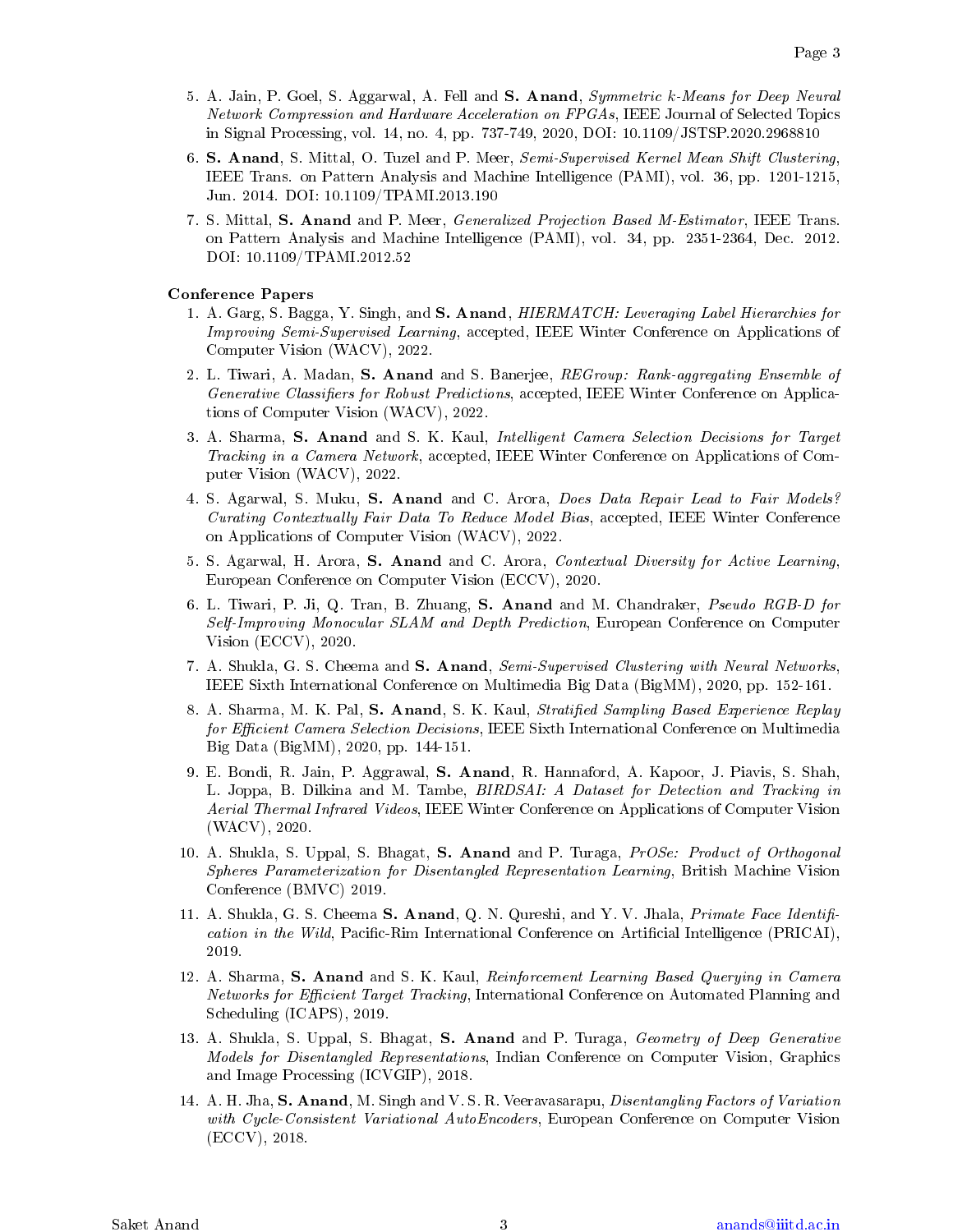5. A. Jain, P. Goel, S. Aggarwal, A. Fell and **S. Anand**, *Symmetric k-Means for Deep Neural Network Compression and Hardware Acceleration on FPGAs*, IEEE Journal of Selected Topics in Signal Processing, vol. 14, no. 4, pp. 737-749, 2020, DOI: 10.1109/JSTSP.2020.2968810

6. **S. Anand**, S. Mittal, O. Tuzel and P. Meer, *Semi-Supervised Kernel Mean Shift Clustering*, IEEE Trans. on Pattern Analysis and Machine Intelligence (PAMI), vol. 36, pp. 1201-1215, Jun. 2014. DOI: 10.1109/TPAMI.2013.190

7. S. Mittal, **S. Anand** and P. Meer, *Generalized Projection Based M-Estimator*, IEEE Trans. on Pattern Analysis and Machine Intelligence (PAMI), vol. 34, pp. 2351-2364, Dec. 2012. DOI: 10.1109/TPAMI.2012.52

**Conference Papers**

1. A. Garg, S. Bagga, Y. Singh, and **S. Anand**, *HIERMATCH: Leveraging Label Hierarchies for Improving Semi-Supervised Learning*, accepted, IEEE Winter Conference on Applications of Computer Vision (WACV), 2022.

2. L. Tiwari, A. Madan, **S. Anand** and S. Banerjee, *REGroup: Rank-aggregating Ensemble of Generative Classifiers for Robust Predictions*, accepted, IEEE Winter Conference on Applications of Computer Vision (WACV), 2022.

3. A. Sharma, **S. Anand** and S. K. Kaul, *Intelligent Camera Selection Decisions for Target Tracking in a Camera Network*, accepted, IEEE Winter Conference on Applications of Computer Vision (WACV), 2022.

4. S. Agarwal, S. Muku, **S. Anand** and C. Arora, *Does Data Repair Lead to Fair Models? Curating Contextually Fair Data To Reduce Model Bias*, accepted, IEEE Winter Conference on Applications of Computer Vision (WACV), 2022.

5. S. Agarwal, H. Arora, **S. Anand** and C. Arora, *Contextual Diversity for Active Learning*, European Conference on Computer Vision (ECCV), 2020.

6. L. Tiwari, P. Ji, Q. Tran, B. Zhuang, **S. Anand** and M. Chandraker, *Pseudo RGB-D for Self-Improving Monocular SLAM and Depth Prediction*, European Conference on Computer Vision (ECCV), 2020.

7. A. Shukla, G. S. Cheema and **S. Anand**, *Semi-Supervised Clustering with Neural Networks*, IEEE Sixth International Conference on Multimedia Big Data (BigMM), 2020, pp. 152-161.

8. A. Sharma, M. K. Pal, **S. Anand**, S. K. Kaul, *Stratified Sampling Based Experience Replay for Efficient Camera Selection Decisions*, IEEE Sixth International Conference on Multimedia Big Data (BigMM), 2020, pp. 144-151.

9. E. Bondi, R. Jain, P. Aggrawal, **S. Anand**, R. Hannaford, A. Kapoor, J. Piavis, S. Shah, L. Joppa, B. Dilkina and M. Tambe, *BIRDSAI: A Dataset for Detection and Tracking in Aerial Thermal Infrared Videos*, IEEE Winter Conference on Applications of Computer Vision (WACV), 2020.

10. A. Shukla, S. Uppal, S. Bhagat, **S. Anand** and P. Turaga, *PrOSe: Product of Orthogonal Spheres Parameterization for Disentangled Representation Learning*, British Machine Vision Conference (BMVC) 2019.

11. A. Shukla, G. S. Cheema **S. Anand**, Q. N. Qureshi, and Y. V. Jhala, *Primate Face Identification in the Wild*, Pacific-Rim International Conference on Artificial Intelligence (PRICAI), 2019.

12. A. Sharma, **S. Anand** and S. K. Kaul, *Reinforcement Learning Based Querying in Camera Networks for Efficient Target Tracking*, International Conference on Automated Planning and Scheduling (ICAPS), 2019.

13. A. Shukla, S. Uppal, S. Bhagat, **S. Anand** and P. Turaga, *Geometry of Deep Generative Models for Disentangled Representations*, Indian Conference on Computer Vision, Graphics and Image Processing (ICVGIP), 2018.

14. A. H. Jha, **S. Anand**, M. Singh and V. S. R. Veeravasarapu, *Disentangling Factors of Variation with Cycle-Consistent Variational AutoEncoders*, European Conference on Computer Vision (ECCV), 2018.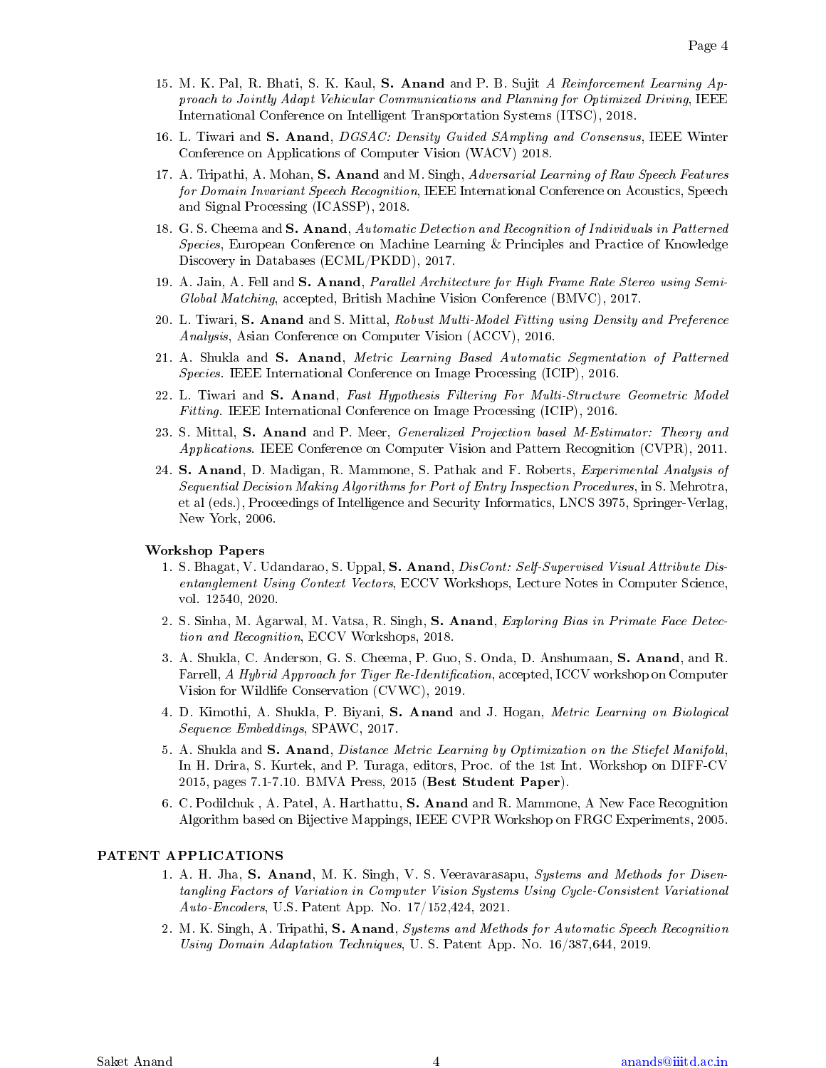15. M. K. Pal, R. Bhati, S. K. Kaul, **S. Anand** and P. B. Sujit *A Reinforcement Learning Approach to Jointly Adapt Vehicular Communications and Planning for Optimized Driving*, IEEE International Conference on Intelligent Transportation Systems (ITSC), 2018.
16. L. Tiwari and **S. Anand**, *DGSAC: Density Guided SAmpling and Consensus*, IEEE Winter Conference on Applications of Computer Vision (WACV) 2018.
17. A. Tripathi, A. Mohan, **S. Anand** and M. Singh, *Adversarial Learning of Raw Speech Features for Domain Invariant Speech Recognition*, IEEE International Conference on Acoustics, Speech and Signal Processing (ICASSP), 2018.
18. G. S. Cheema and **S. Anand**, *Automatic Detection and Recognition of Individuals in Patterned Species*, European Conference on Machine Learning & Principles and Practice of Knowledge Discovery in Databases (ECML/PKDD), 2017.
19. A. Jain, A. Fell and **S. Anand**, *Parallel Architecture for High Frame Rate Stereo using Semi-Global Matching*, accepted, British Machine Vision Conference (BMVC), 2017.
20. L. Tiwari, **S. Anand** and S. Mittal, *Robust Multi-Model Fitting using Density and Preference Analysis*, Asian Conference on Computer Vision (ACCV), 2016.
21. A. Shukla and **S. Anand**, *Metric Learning Based Automatic Segmentation of Patterned Species*. IEEE International Conference on Image Processing (ICIP), 2016.
22. L. Tiwari and **S. Anand**, *Fast Hypothesis Filtering For Multi-Structure Geometric Model Fitting*. IEEE International Conference on Image Processing (ICIP), 2016.
23. S. Mittal, **S. Anand** and P. Meer, *Generalized Projection based M-Estimator: Theory and Applications*. IEEE Conference on Computer Vision and Pattern Recognition (CVPR), 2011.
24. **S. Anand**, D. Madigan, R. Mammone, S. Pathak and F. Roberts, *Experimental Analysis of Sequential Decision Making Algorithms for Port of Entry Inspection Procedures*, in S. Mehrotra, et al (eds.), Proceedings of Intelligence and Security Informatics, LNCS 3975, Springer-Verlag, New York, 2006.

**Workshop Papers**

1. S. Bhagat, V. Udandarao, S. Uppal, **S. Anand**, *DisCont: Self-Supervised Visual Attribute Disentanglement Using Context Vectors*, ECCV Workshops, Lecture Notes in Computer Science, vol. 12540, 2020.
2. S. Sinha, M. Agarwal, M. Vatsa, R. Singh, **S. Anand**, *Exploring Bias in Primate Face Detection and Recognition*, ECCV Workshops, 2018.
3. A. Shukla, C. Anderson, G. S. Cheema, P. Guo, S. Onda, D. Anshumaan, **S. Anand**, and R. Farrell, *A Hybrid Approach for Tiger Re-Identification*, accepted, ICCV workshop on Computer Vision for Wildlife Conservation (CVWC), 2019.
4. D. Kimothi, A. Shukla, P. Biyani, **S. Anand** and J. Hogan, *Metric Learning on Biological Sequence Embeddings*, SPAWC, 2017.
5. A. Shukla and **S. Anand**, *Distance Metric Learning by Optimization on the Stiefel Manifold*, In H. Drira, S. Kurtek, and P. Turaga, editors, Proc. of the 1st Int. Workshop on DIFF-CV 2015, pages 7.1-7.10. BMVA Press, 2015 (**Best Student Paper**).
6. C. Podilchuk , A. Patel, A. Harthattu, **S. Anand** and R. Mammone, A New Face Recognition Algorithm based on Bijective Mappings, IEEE CVPR Workshop on FRGC Experiments, 2005.

## PATENT APPLICATIONS

1. A. H. Jha, **S. Anand**, M. K. Singh, V. S. Veeravarasapu, *Systems and Methods for Disentangling Factors of Variation in Computer Vision Systems Using Cycle-Consistent Variational Auto-Encoders*, U.S. Patent App. No. 17/152,424, 2021.
2. M. K. Singh, A. Tripathi, **S. Anand**, *Systems and Methods for Automatic Speech Recognition Using Domain Adaptation Techniques*, U. S. Patent App. No. 16/387,644, 2019.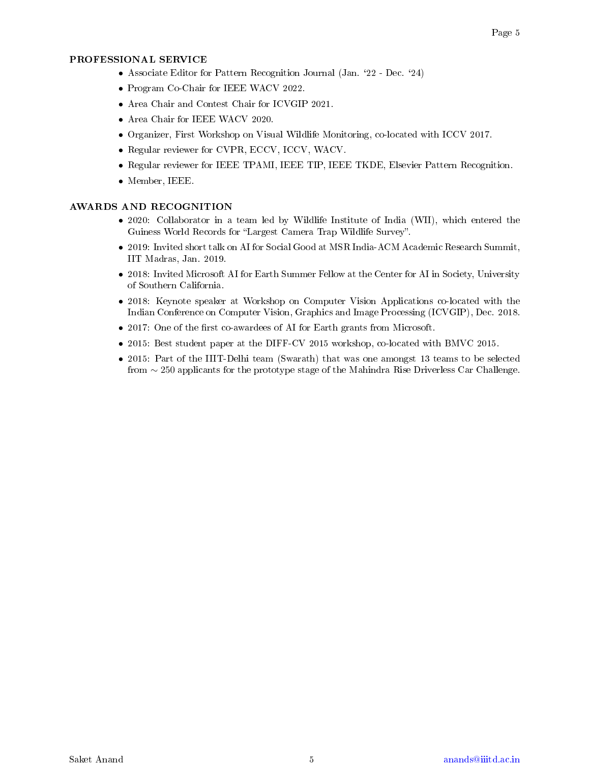## PROFESSIONAL SERVICE

- Associate Editor for Pattern Recognition Journal (Jan. '22 - Dec. '24)
- Program Co-Chair for IEEE WACV 2022.
- Area Chair and Contest Chair for ICVGIP 2021.
- Area Chair for IEEE WACV 2020.
- Organizer, First Workshop on Visual Wildlife Monitoring, co-located with ICCV 2017.
- Regular reviewer for CVPR, ECCV, ICCV, WACV.
- Regular reviewer for IEEE TPAMI, IEEE TIP, IEEE TKDE, Elsevier Pattern Recognition.
- Member, IEEE.

## AWARDS AND RECOGNITION

- 2020: Collaborator in a team led by Wildlife Institute of India (WII), which entered the Guiness World Records for "Largest Camera Trap Wildlife Survey".
- 2019: Invited short talk on AI for Social Good at MSR India-ACM Academic Research Summit, IIT Madras, Jan. 2019.
- 2018: Invited Microsoft AI for Earth Summer Fellow at the Center for AI in Society, University of Southern California.
- 2018: Keynote speaker at Workshop on Computer Vision Applications co-located with the Indian Conference on Computer Vision, Graphics and Image Processing (ICVGIP), Dec. 2018.
- 2017: One of the first co-awardees of AI for Earth grants from Microsoft.
- 2015: Best student paper at the DIFF-CV 2015 workshop, co-located with BMVC 2015.
- 2015: Part of the IIIT-Delhi team (Swarath) that was one amongst 13 teams to be selected from $\sim 250$ applicants for the prototype stage of the Mahindra Rise Driverless Car Challenge.